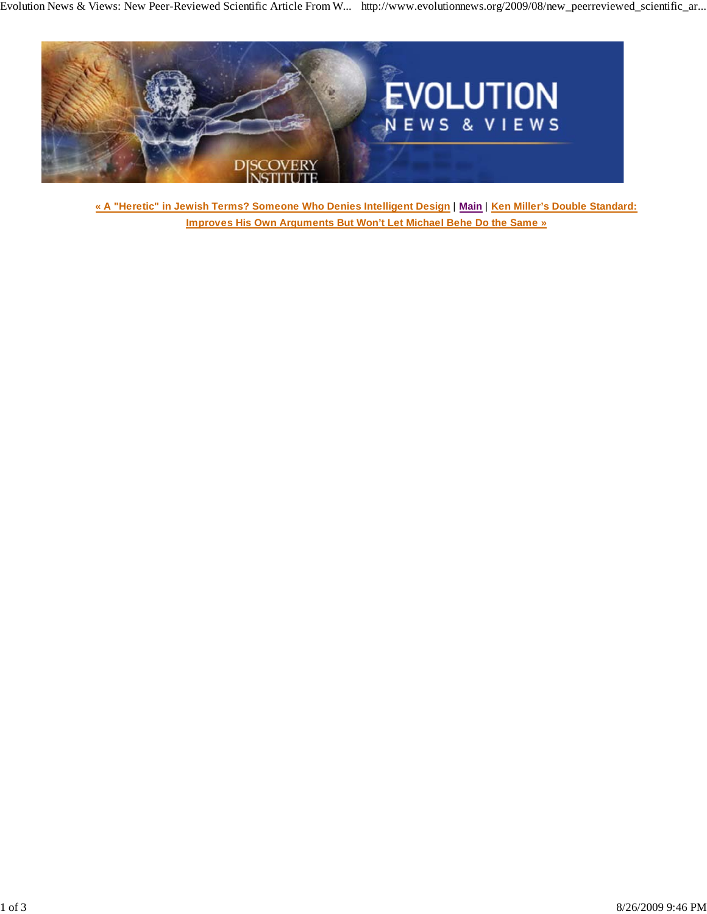« A "Heretic" in Jewish Terms? Someone Who Denies Intelligent Design | Main | Ken Miller's Double Standard: Improves His Own Arguments But Won't Let Michael Behe Do the Same »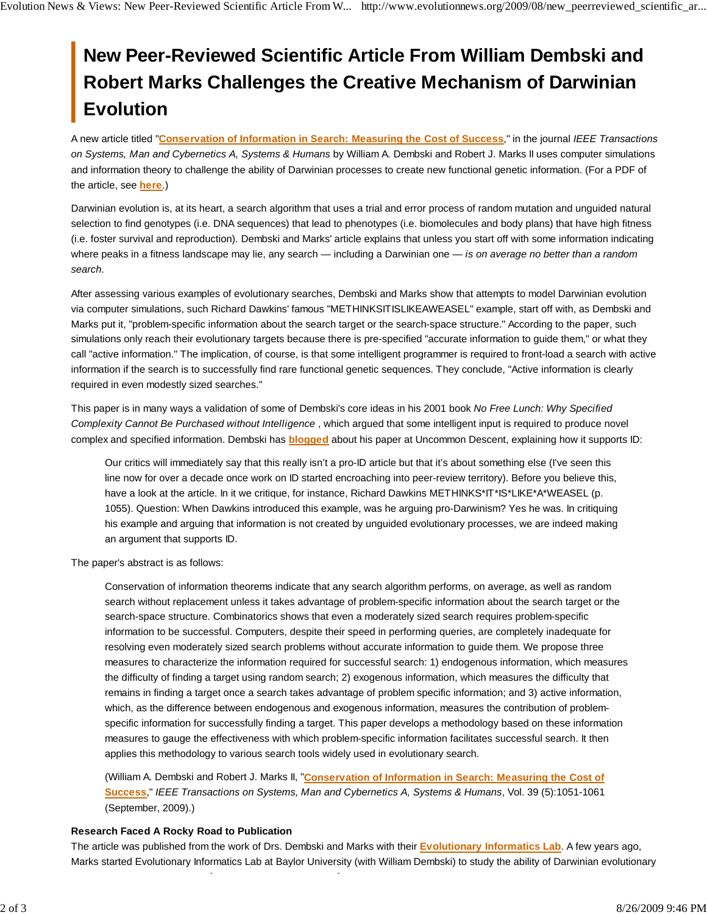# New Peer-Reviewed Scientific Article From William Dembski and Robert Marks Challenges the Creative Mechanism of Darwinian Evolution

A new article titled "**Conservation of Information in Search: Measuring the Cost of Success**," in the journal *IEEE Transactions on Systems, Man and Cybernetics A, Systems & Humans* by William A. Dembski and Robert J. Marks II uses computer simulations and information theory to challenge the ability of Darwinian processes to create new functional genetic information. (For a PDF of the article, see **here**.)

Darwinian evolution is, at its heart, a search algorithm that uses a trial and error process of random mutation and unguided natural selection to find genotypes (i.e. DNA sequences) that lead to phenotypes (i.e. biomolecules and body plans) that have high fitness (i.e. foster survival and reproduction). Dembski and Marks' article explains that unless you start off with some information indicating where peaks in a fitness landscape may lie, any search — including a Darwinian one — *is on average no better than a random search*.

After assessing various examples of evolutionary searches, Dembski and Marks show that attempts to model Darwinian evolution via computer simulations, such Richard Dawkins' famous "METHINKSITISLIKEAWEASEL" example, start off with, as Dembski and Marks put it, "problem-specific information about the search target or the search-space structure." According to the paper, such simulations only reach their evolutionary targets because there is pre-specified "accurate information to guide them," or what they call "active information." The implication, of course, is that some intelligent programmer is required to front-load a search with active information if the search is to successfully find rare functional genetic sequences. They conclude, "Active information is clearly required in even modestly sized searches."

This paper is in many ways a validation of some of Dembski's core ideas in his 2001 book *No Free Lunch: Why Specified Complexity Cannot Be Purchased without Intelligence* , which argued that some intelligent input is required to produce novel complex and specified information. Dembski has **blogged** about his paper at Uncommon Descent, explaining how it supports ID:

> Our critics will immediately say that this really isn't a pro-ID article but that it's about something else (I've seen this line now for over a decade once work on ID started encroaching into peer-review territory). Before you believe this, have a look at the article. In it we critique, for instance, Richard Dawkins METHINKS*IT*IS*LIKE*A*WEASEL (p. 1055). Question: When Dawkins introduced this example, was he arguing pro-Darwinism? Yes he was. In critiquing his example and arguing that information is not created by unguided evolutionary processes, we are indeed making an argument that supports ID.

The paper's abstract is as follows:

> Conservation of information theorems indicate that any search algorithm performs, on average, as well as random search without replacement unless it takes advantage of problem-specific information about the search target or the search-space structure. Combinatorics shows that even a moderately sized search requires problem-specific information to be successful. Computers, despite their speed in performing queries, are completely inadequate for resolving even moderately sized search problems without accurate information to guide them. We propose three measures to characterize the information required for successful search: 1) endogenous information, which measures the difficulty of finding a target using random search; 2) exogenous information, which measures the difficulty that remains in finding a target once a search takes advantage of problem specific information; and 3) active information, which, as the difference between endogenous and exogenous information, measures the contribution of problem-specific information for successfully finding a target. This paper develops a methodology based on these information measures to gauge the effectiveness with which problem-specific information facilitates successful search. It then applies this methodology to various search tools widely used in evolutionary search.
>
> (William A. Dembski and Robert J. Marks II, "**Conservation of Information in Search: Measuring the Cost of Success**," *IEEE Transactions on Systems, Man and Cybernetics A, Systems & Humans*, Vol. 39 (5):1051-1061 (September, 2009).)

**Research Faced A Rocky Road to Publication**

The article was published from the work of Drs. Dembski and Marks with their **Evolutionary Informatics Lab**. A few years ago, Marks started Evolutionary Informatics Lab at Baylor University (with William Dembski) to study the ability of Darwinian evolutionary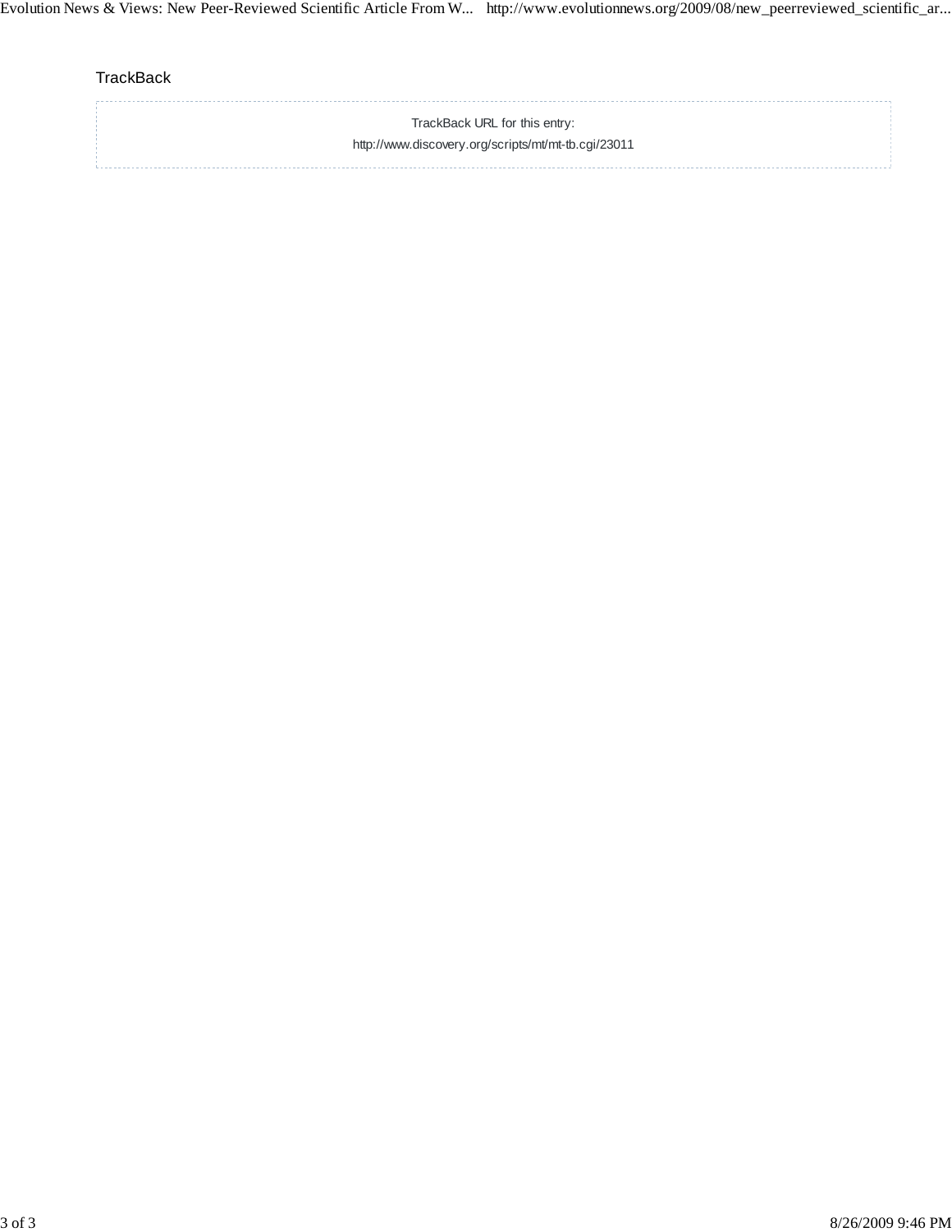## TrackBack

TrackBack URL for this entry:

http://www.discovery.org/scripts/mt/mt-tb.cgi/23011